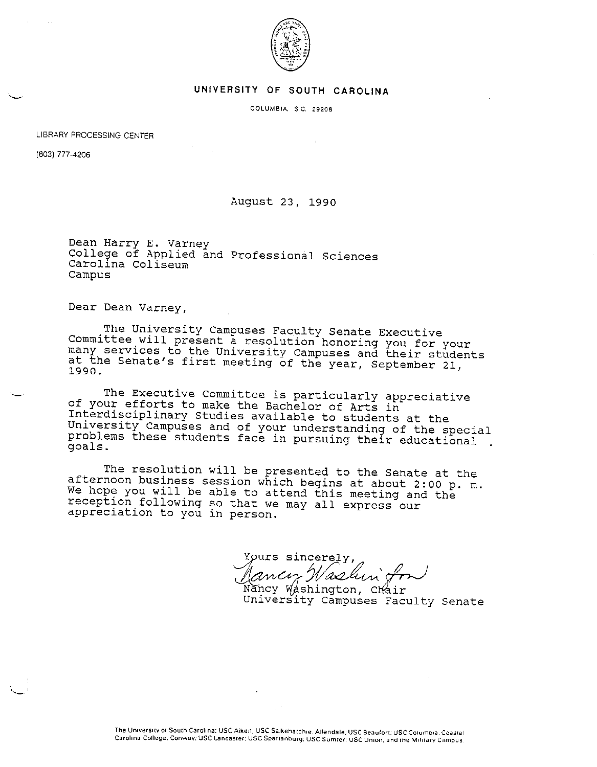**UNIVERSITY OF SOUTH CAROLINA**

COLUMBIA, S.C. 29208

LIBRARY PROCESSING CENTER

(803) 777-4206

August 23, 1990

Dean Harry E. Varney
College of Applied and Professional Sciences
Carolina Coliseum
Campus

Dear Dean Varney,

The University Campuses Faculty Senate Executive Committee will present a resolution honoring you for your many services to the University Campuses and their students at the Senate's first meeting of the year, September 21, 1990.

The Executive Committee is particularly appreciative of your efforts to make the Bachelor of Arts in Interdisciplinary Studies available to students at the University Campuses and of your understanding of the special problems these students face in pursuing their educational goals.

The resolution will be presented to the Senate at the afternoon business session which begins at about 2:00 p. m. We hope you will be able to attend this meeting and the reception following so that we may all express our appreciation to you in person.

Yours sincerely,

Nancy Washington, Chair
University Campuses Faculty Senate

The University of South Carolina: USC Aiken; USC Salkehatchie, Allendale; USC Beaufort; USC Columbia; Coastal Carolina College, Conway; USC Lancaster; USC Spartanburg; USC Sumter; USC Union; and the Military Campus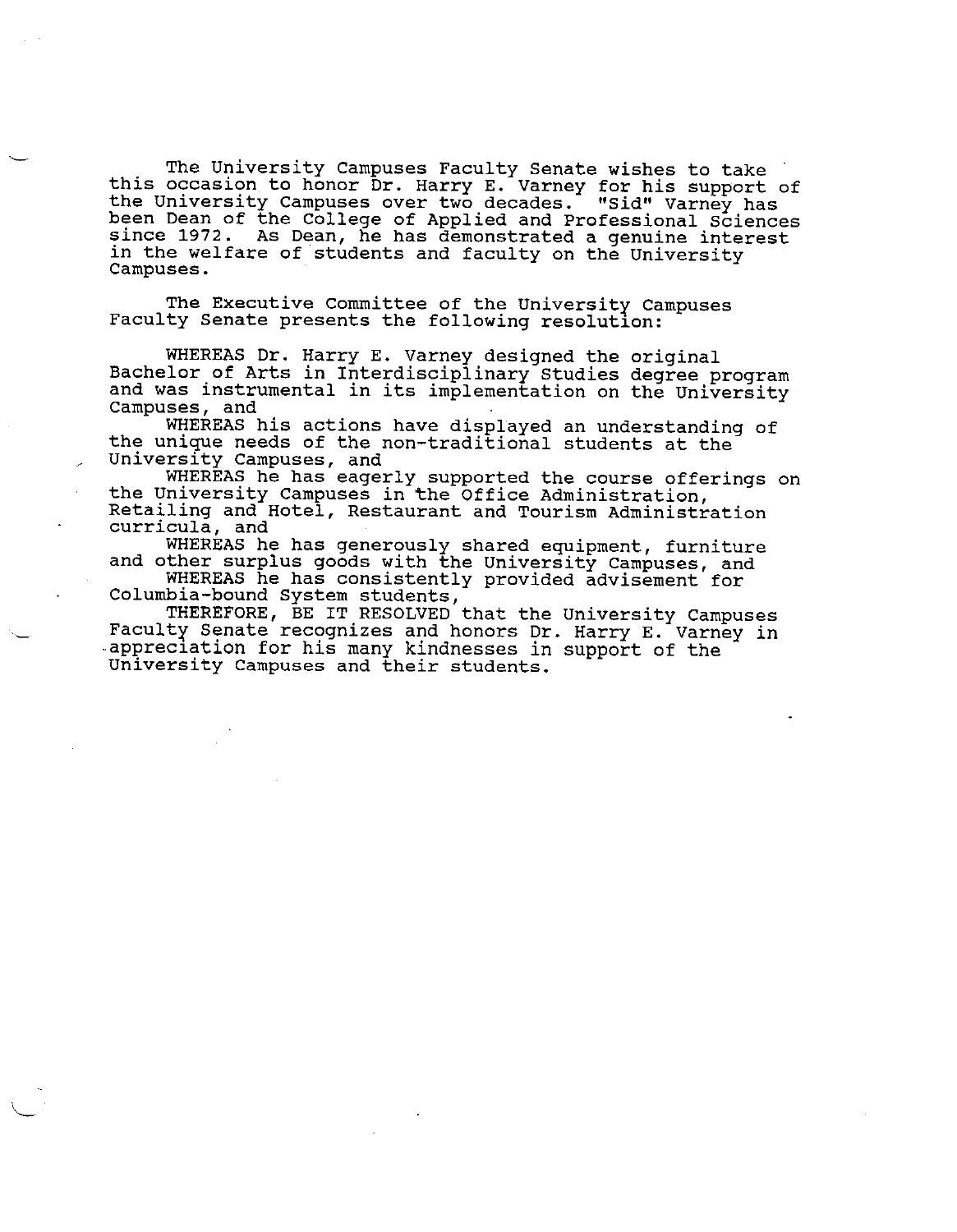The University Campuses Faculty Senate wishes to take this occasion to honor Dr. Harry E. Varney for his support of the University Campuses over two decades. "Sid" Varney has been Dean of the College of Applied and Professional Sciences since 1972. As Dean, he has demonstrated a genuine interest in the welfare of students and faculty on the University Campuses.

The Executive Committee of the University Campuses Faculty Senate presents the following resolution:

WHEREAS Dr. Harry E. Varney designed the original Bachelor of Arts in Interdisciplinary Studies degree program and was instrumental in its implementation on the University Campuses, and

WHEREAS his actions have displayed an understanding of the unique needs of the non-traditional students at the University Campuses, and

WHEREAS he has eagerly supported the course offerings on the University Campuses in the Office Administration, Retailing and Hotel, Restaurant and Tourism Administration curricula, and

WHEREAS he has generously shared equipment, furniture and other surplus goods with the University Campuses, and

WHEREAS he has consistently provided advisement for Columbia-bound System students,

THEREFORE, BE IT RESOLVED that the University Campuses Faculty Senate recognizes and honors Dr. Harry E. Varney in appreciation for his many kindnesses in support of the University Campuses and their students.